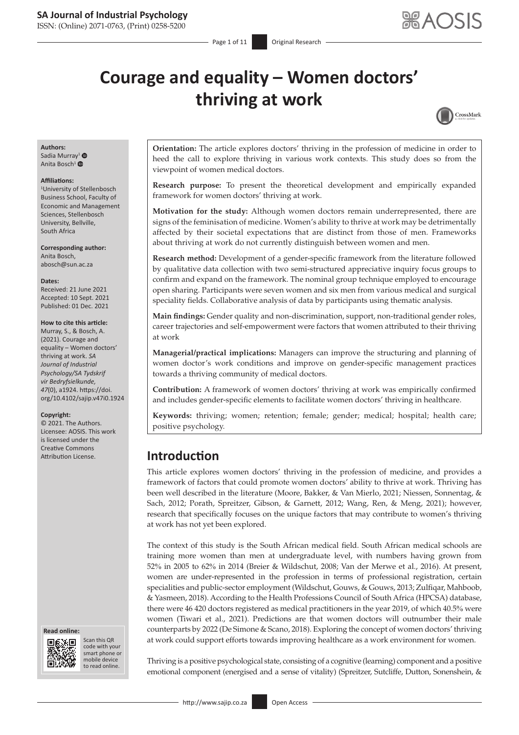# Courage and equality – Women doctors' thriving at work

**Authors:**
Sadia Murray[1]
Anita Bosch[1]

**Affiliations:**
[1]University of Stellenbosch Business School, Faculty of Economic and Management Sciences, Stellenbosch University, Bellville, South Africa

**Corresponding author:**
Anita Bosch,
abosch@sun.ac.za

**Dates:**
Received: 21 June 2021
Accepted: 10 Sept. 2021
Published: 01 Dec. 2021

**How to cite this article:**
Murray, S., & Bosch, A. (2021). Courage and equality – Women doctors' thriving at work. *SA Journal of Industrial Psychology/SA Tydskrif vir Bedryfsielkunde, 47*(0), a1924. https://doi.org/10.4102/sajip.v47i0.1924

**Copyright:**
© 2021. The Authors. Licensee: AOSIS. This work is licensed under the Creative Commons Attribution License.

**Orientation:** The article explores doctors' thriving in the profession of medicine in order to heed the call to explore thriving in various work contexts. This study does so from the viewpoint of women medical doctors.

**Research purpose:** To present the theoretical development and empirically expanded framework for women doctors' thriving at work.

**Motivation for the study:** Although women doctors remain underrepresented, there are signs of the feminisation of medicine. Women's ability to thrive at work may be detrimentally affected by their societal expectations that are distinct from those of men. Frameworks about thriving at work do not currently distinguish between women and men.

**Research method:** Development of a gender-specific framework from the literature followed by qualitative data collection with two semi-structured appreciative inquiry focus groups to confirm and expand on the framework. The nominal group technique employed to encourage open sharing. Participants were seven women and six men from various medical and surgical speciality fields. Collaborative analysis of data by participants using thematic analysis.

**Main findings:** Gender quality and non-discrimination, support, non-traditional gender roles, career trajectories and self-empowerment were factors that women attributed to their thriving at work

**Managerial/practical implications:** Managers can improve the structuring and planning of women doctor's work conditions and improve on gender-specific management practices towards a thriving community of medical doctors.

**Contribution:** A framework of women doctors' thriving at work was empirically confirmed and includes gender-specific elements to facilitate women doctors' thriving in healthcare.

**Keywords:** thriving; women; retention; female; gender; medical; hospital; health care; positive psychology.

## Introduction

This article explores women doctors' thriving in the profession of medicine, and provides a framework of factors that could promote women doctors' ability to thrive at work. Thriving has been well described in the literature (Moore, Bakker, & Van Mierlo, 2021; Niessen, Sonnentag, & Sach, 2012; Porath, Spreitzer, Gibson, & Garnett, 2012; Wang, Ren, & Meng, 2021); however, research that specifically focuses on the unique factors that may contribute to women's thriving at work has not yet been explored.

The context of this study is the South African medical field. South African medical schools are training more women than men at undergraduate level, with numbers having grown from 52% in 2005 to 62% in 2014 (Breier & Wildschut, 2008; Van der Merwe et al., 2016). At present, women are under-represented in the profession in terms of professional registration, certain specialities and public-sector employment (Wildschut, Gouws, & Gouws, 2013; Zulfiqar, Mahboob, & Yasmeen, 2018). According to the Health Professions Council of South Africa (HPCSA) database, there were 46 420 doctors registered as medical practitioners in the year 2019, of which 40.5% were women (Tiwari et al., 2021). Predictions are that women doctors will outnumber their male counterparts by 2022 (De Simone & Scano, 2018). Exploring the concept of women doctors' thriving at work could support efforts towards improving healthcare as a work environment for women.

Thriving is a positive psychological state, consisting of a cognitive (learning) component and a positive emotional component (energised and a sense of vitality) (Spreitzer, Sutcliffe, Dutton, Sonenshein, &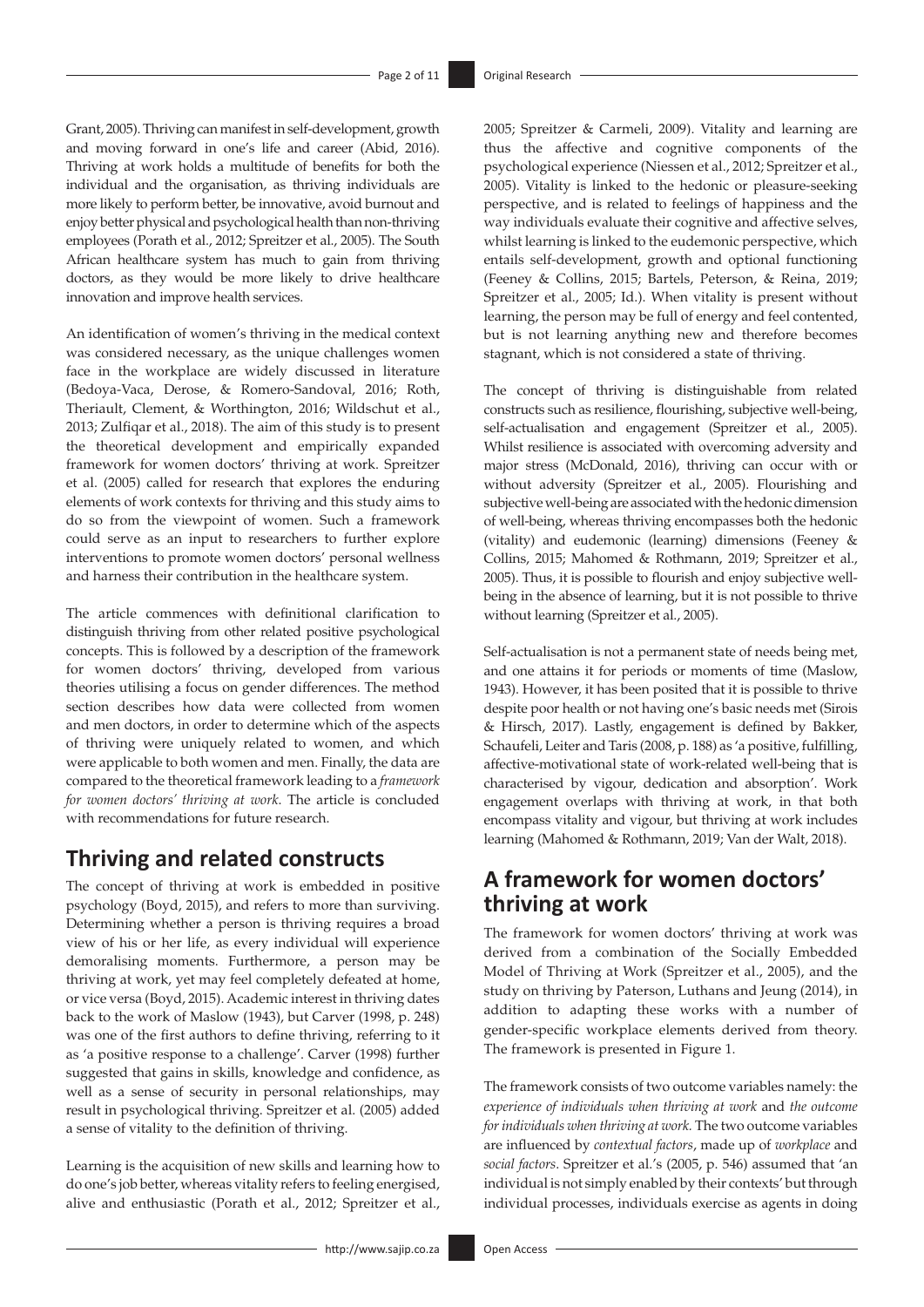Grant, 2005). Thriving can manifest in self-development, growth and moving forward in one's life and career (Abid, 2016). Thriving at work holds a multitude of benefits for both the individual and the organisation, as thriving individuals are more likely to perform better, be innovative, avoid burnout and enjoy better physical and psychological health than non-thriving employees (Porath et al., 2012; Spreitzer et al., 2005). The South African healthcare system has much to gain from thriving doctors, as they would be more likely to drive healthcare innovation and improve health services.

An identification of women's thriving in the medical context was considered necessary, as the unique challenges women face in the workplace are widely discussed in literature (Bedoya-Vaca, Derose, & Romero-Sandoval, 2016; Roth, Theriault, Clement, & Worthington, 2016; Wildschut et al., 2013; Zulfiqar et al., 2018). The aim of this study is to present the theoretical development and empirically expanded framework for women doctors' thriving at work. Spreitzer et al. (2005) called for research that explores the enduring elements of work contexts for thriving and this study aims to do so from the viewpoint of women. Such a framework could serve as an input to researchers to further explore interventions to promote women doctors' personal wellness and harness their contribution in the healthcare system.

The article commences with definitional clarification to distinguish thriving from other related positive psychological concepts. This is followed by a description of the framework for women doctors' thriving, developed from various theories utilising a focus on gender differences. The method section describes how data were collected from women and men doctors, in order to determine which of the aspects of thriving were uniquely related to women, and which were applicable to both women and men. Finally, the data are compared to the theoretical framework leading to a *framework for women doctors' thriving at work.* The article is concluded with recommendations for future research.

## Thriving and related constructs

The concept of thriving at work is embedded in positive psychology (Boyd, 2015), and refers to more than surviving. Determining whether a person is thriving requires a broad view of his or her life, as every individual will experience demoralising moments. Furthermore, a person may be thriving at work, yet may feel completely defeated at home, or vice versa (Boyd, 2015). Academic interest in thriving dates back to the work of Maslow (1943), but Carver (1998, p. 248) was one of the first authors to define thriving, referring to it as 'a positive response to a challenge'. Carver (1998) further suggested that gains in skills, knowledge and confidence, as well as a sense of security in personal relationships, may result in psychological thriving. Spreitzer et al. (2005) added a sense of vitality to the definition of thriving.

Learning is the acquisition of new skills and learning how to do one's job better, whereas vitality refers to feeling energised, alive and enthusiastic (Porath et al., 2012; Spreitzer et al., 2005; Spreitzer & Carmeli, 2009). Vitality and learning are thus the affective and cognitive components of the psychological experience (Niessen et al., 2012; Spreitzer et al., 2005). Vitality is linked to the hedonic or pleasure-seeking perspective, and is related to feelings of happiness and the way individuals evaluate their cognitive and affective selves, whilst learning is linked to the eudemonic perspective, which entails self-development, growth and optional functioning (Feeney & Collins, 2015; Bartels, Peterson, & Reina, 2019; Spreitzer et al., 2005; Id.). When vitality is present without learning, the person may be full of energy and feel contented, but is not learning anything new and therefore becomes stagnant, which is not considered a state of thriving.

The concept of thriving is distinguishable from related constructs such as resilience, flourishing, subjective well-being, self-actualisation and engagement (Spreitzer et al., 2005). Whilst resilience is associated with overcoming adversity and major stress (McDonald, 2016), thriving can occur with or without adversity (Spreitzer et al., 2005). Flourishing and subjective well-being are associated with the hedonic dimension of well-being, whereas thriving encompasses both the hedonic (vitality) and eudemonic (learning) dimensions (Feeney & Collins, 2015; Mahomed & Rothmann, 2019; Spreitzer et al., 2005). Thus, it is possible to flourish and enjoy subjective well-being in the absence of learning, but it is not possible to thrive without learning (Spreitzer et al., 2005).

Self-actualisation is not a permanent state of needs being met, and one attains it for periods or moments of time (Maslow, 1943). However, it has been posited that it is possible to thrive despite poor health or not having one's basic needs met (Sirois & Hirsch, 2017). Lastly, engagement is defined by Bakker, Schaufeli, Leiter and Taris (2008, p. 188) as 'a positive, fulfilling, affective-motivational state of work-related well-being that is characterised by vigour, dedication and absorption'. Work engagement overlaps with thriving at work, in that both encompass vitality and vigour, but thriving at work includes learning (Mahomed & Rothmann, 2019; Van der Walt, 2018).

## A framework for women doctors' thriving at work

The framework for women doctors' thriving at work was derived from a combination of the Socially Embedded Model of Thriving at Work (Spreitzer et al., 2005), and the study on thriving by Paterson, Luthans and Jeung (2014), in addition to adapting these works with a number of gender-specific workplace elements derived from theory. The framework is presented in Figure 1.

The framework consists of two outcome variables namely: the *experience of individuals when thriving at work* and *the outcome for individuals when thriving at work.* The two outcome variables are influenced by *contextual factors*, made up of *workplace* and *social factors*. Spreitzer et al.'s (2005, p. 546) assumed that 'an individual is not simply enabled by their contexts' but through individual processes, individuals exercise as agents in doing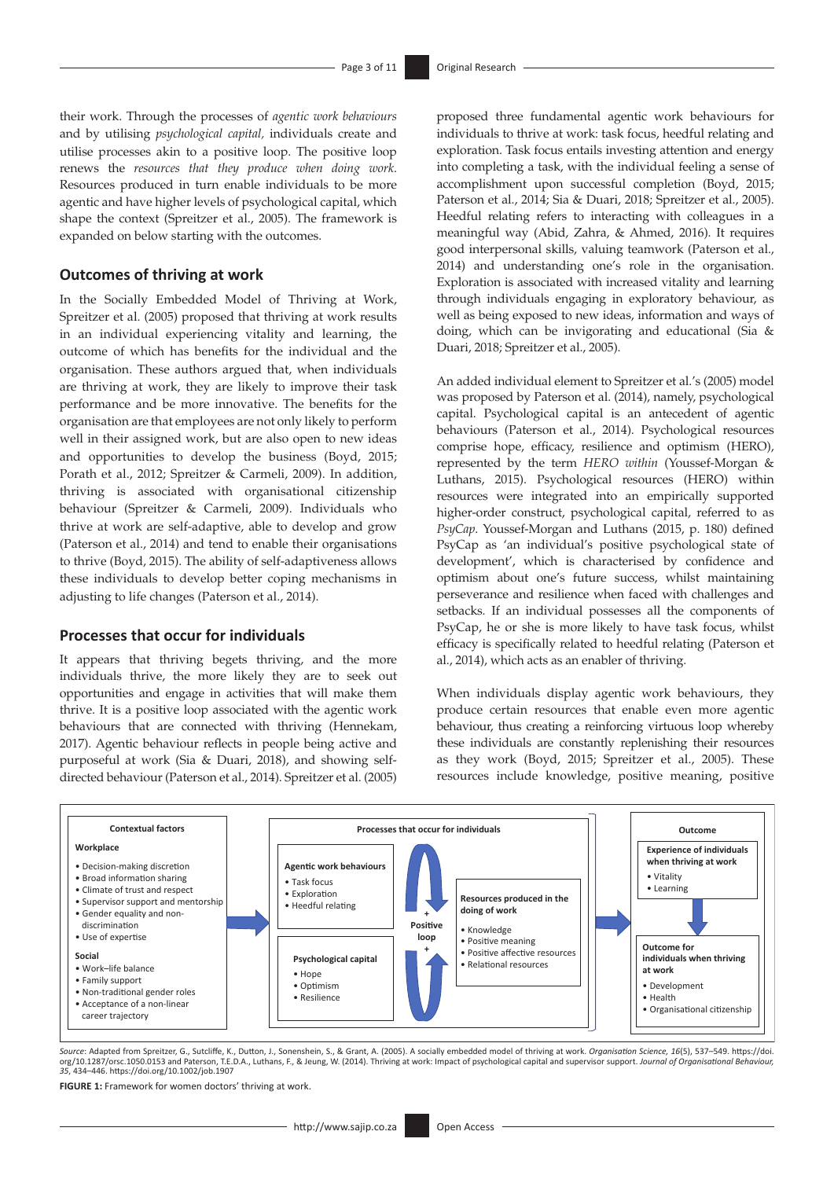their work. Through the processes of *agentic work behaviours* and by utilising *psychological capital,* individuals create and utilise processes akin to a positive loop. The positive loop renews the *resources that they produce when doing work.* Resources produced in turn enable individuals to be more agentic and have higher levels of psychological capital, which shape the context (Spreitzer et al., 2005). The framework is expanded on below starting with the outcomes.

## Outcomes of thriving at work

In the Socially Embedded Model of Thriving at Work, Spreitzer et al. (2005) proposed that thriving at work results in an individual experiencing vitality and learning, the outcome of which has benefits for the individual and the organisation. These authors argued that, when individuals are thriving at work, they are likely to improve their task performance and be more innovative. The benefits for the organisation are that employees are not only likely to perform well in their assigned work, but are also open to new ideas and opportunities to develop the business (Boyd, 2015; Porath et al., 2012; Spreitzer & Carmeli, 2009). In addition, thriving is associated with organisational citizenship behaviour (Spreitzer & Carmeli, 2009). Individuals who thrive at work are self-adaptive, able to develop and grow (Paterson et al., 2014) and tend to enable their organisations to thrive (Boyd, 2015). The ability of self-adaptiveness allows these individuals to develop better coping mechanisms in adjusting to life changes (Paterson et al., 2014).

## Processes that occur for individuals

It appears that thriving begets thriving, and the more individuals thrive, the more likely they are to seek out opportunities and engage in activities that will make them thrive. It is a positive loop associated with the agentic work behaviours that are connected with thriving (Hennekam, 2017). Agentic behaviour reflects in people being active and purposeful at work (Sia & Duari, 2018), and showing self-directed behaviour (Paterson et al., 2014). Spreitzer et al. (2005) proposed three fundamental agentic work behaviours for individuals to thrive at work: task focus, heedful relating and exploration. Task focus entails investing attention and energy into completing a task, with the individual feeling a sense of accomplishment upon successful completion (Boyd, 2015; Paterson et al., 2014; Sia & Duari, 2018; Spreitzer et al., 2005). Heedful relating refers to interacting with colleagues in a meaningful way (Abid, Zahra, & Ahmed, 2016). It requires good interpersonal skills, valuing teamwork (Paterson et al., 2014) and understanding one's role in the organisation. Exploration is associated with increased vitality and learning through individuals engaging in exploratory behaviour, as well as being exposed to new ideas, information and ways of doing, which can be invigorating and educational (Sia & Duari, 2018; Spreitzer et al., 2005).

An added individual element to Spreitzer et al.'s (2005) model was proposed by Paterson et al. (2014), namely, psychological capital. Psychological capital is an antecedent of agentic behaviours (Paterson et al., 2014). Psychological resources comprise hope, efficacy, resilience and optimism (HERO), represented by the term *HERO within* (Youssef-Morgan & Luthans, 2015). Psychological resources (HERO) within resources were integrated into an empirically supported higher-order construct, psychological capital, referred to as *PsyCap*. Youssef-Morgan and Luthans (2015, p. 180) defined PsyCap as 'an individual's positive psychological state of development', which is characterised by confidence and optimism about one's future success, whilst maintaining perseverance and resilience when faced with challenges and setbacks. If an individual possesses all the components of PsyCap, he or she is more likely to have task focus, whilst efficacy is specifically related to heedful relating (Paterson et al., 2014), which acts as an enabler of thriving.

When individuals display agentic work behaviours, they produce certain resources that enable even more agentic behaviour, thus creating a reinforcing virtuous loop whereby these individuals are constantly replenishing their resources as they work (Boyd, 2015; Spreitzer et al., 2005). These resources include knowledge, positive meaning, positive

**Contextual factors**

**Workplace**
- Decision-making discretion
- Broad information sharing
- Climate of trust and respect
- Supervisor support and mentorship
- Gender equality and non-discrimination
- Use of expertise

**Social**
- Work–life balance
- Family support
- Non-traditional gender roles
- Acceptance of a non-linear career trajectory

**Processes that occur for individuals**

**Agentic work behaviours**
- Task focus
- Exploration
- Heedful relating

**Psychological capital**
- Hope
- Optimism
- Resilience

**Positive loop**

**Resources produced in the doing of work**
- Knowledge
- Positive meaning
- Positive affective resources
- Relational resources

**Outcome**

**Experience of individuals when thriving at work**
- Vitality
- Learning

**Outcome for individuals when thriving at work**
- Development
- Health
- Organisational citizenship

*Source*: Adapted from Spreitzer, G., Sutcliffe, K., Dutton, J., Sonenshein, S., & Grant, A. (2005). A socially embedded model of thriving at work. *Organisation Science, 16*(5), 537–549. https://doi.org/10.1287/orsc.1050.0153 and Paterson, T.E.D.A., Luthans, F., & Jeung, W. (2014). Thriving at work: Impact of psychological capital and supervisor support. *Journal of Organisational Behaviour, 35*, 434–446. https://doi.org/10.1002/job.1907

**FIGURE 1:** Framework for women doctors' thriving at work.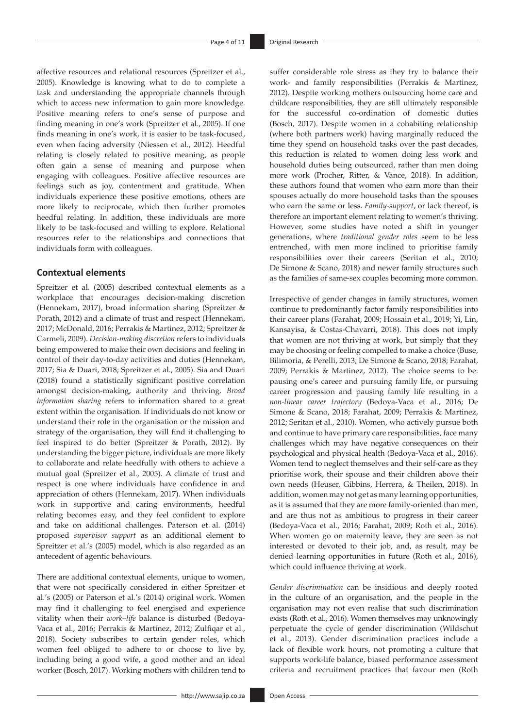affective resources and relational resources (Spreitzer et al., 2005). Knowledge is knowing what to do to complete a task and understanding the appropriate channels through which to access new information to gain more knowledge. Positive meaning refers to one's sense of purpose and finding meaning in one's work (Spreitzer et al., 2005). If one finds meaning in one's work, it is easier to be task-focused, even when facing adversity (Niessen et al., 2012). Heedful relating is closely related to positive meaning, as people often gain a sense of meaning and purpose when engaging with colleagues. Positive affective resources are feelings such as joy, contentment and gratitude. When individuals experience these positive emotions, others are more likely to reciprocate, which then further promotes heedful relating. In addition, these individuals are more likely to be task-focused and willing to explore. Relational resources refer to the relationships and connections that individuals form with colleagues.

## Contextual elements

Spreitzer et al. (2005) described contextual elements as a workplace that encourages decision-making discretion (Hennekam, 2017), broad information sharing (Spreitzer & Porath, 2012) and a climate of trust and respect (Hennekam, 2017; McDonald, 2016; Perrakis & Martinez, 2012; Spreitzer & Carmeli, 2009). *Decision-making discretion* refers to individuals being empowered to make their own decisions and feeling in control of their day-to-day activities and duties (Hennekam, 2017; Sia & Duari, 2018; Spreitzer et al., 2005). Sia and Duari (2018) found a statistically significant positive correlation amongst decision-making, authority and thriving. *Broad information sharing* refers to information shared to a great extent within the organisation. If individuals do not know or understand their role in the organisation or the mission and strategy of the organisation, they will find it challenging to feel inspired to do better (Spreitzer & Porath, 2012). By understanding the bigger picture, individuals are more likely to collaborate and relate heedfully with others to achieve a mutual goal (Spreitzer et al., 2005). A climate of trust and respect is one where individuals have confidence in and appreciation of others (Hennekam, 2017). When individuals work in supportive and caring environments, heedful relating becomes easy, and they feel confident to explore and take on additional challenges. Paterson et al. (2014) proposed *supervisor support* as an additional element to Spreitzer et al.'s (2005) model, which is also regarded as an antecedent of agentic behaviours.

There are additional contextual elements, unique to women, that were not specifically considered in either Spreitzer et al.'s (2005) or Paterson et al.'s (2014) original work. Women may find it challenging to feel energised and experience vitality when their *work–life* balance is disturbed (Bedoya-Vaca et al., 2016; Perrakis & Martinez, 2012; Zulfiqar et al., 2018). Society subscribes to certain gender roles, which women feel obliged to adhere to or choose to live by, including being a good wife, a good mother and an ideal worker (Bosch, 2017). Working mothers with children tend to suffer considerable role stress as they try to balance their work- and family responsibilities (Perrakis & Martinez, 2012). Despite working mothers outsourcing home care and childcare responsibilities, they are still ultimately responsible for the successful co-ordination of domestic duties (Bosch, 2017). Despite women in a cohabiting relationship (where both partners work) having marginally reduced the time they spend on household tasks over the past decades, this reduction is related to women doing less work and household duties being outsourced, rather than men doing more work (Procher, Ritter, & Vance, 2018). In addition, these authors found that women who earn more than their spouses actually do more household tasks than the spouses who earn the same or less. *Family-support*, or lack thereof, is therefore an important element relating to women's thriving. However, some studies have noted a shift in younger generations, where *traditional gender roles* seem to be less entrenched, with men more inclined to prioritise family responsibilities over their careers (Seritan et al., 2010; De Simone & Scano, 2018) and newer family structures such as the families of same-sex couples becoming more common.

Irrespective of gender changes in family structures, women continue to predominantly factor family responsibilities into their career plans (Farahat, 2009; Hossain et al., 2019; Yi, Lin, Kansayisa, & Costas-Chavarri, 2018). This does not imply that women are not thriving at work, but simply that they may be choosing or feeling compelled to make a choice (Buse, Bilimoria, & Perelli, 2013; De Simone & Scano, 2018; Farahat, 2009; Perrakis & Martinez, 2012). The choice seems to be: pausing one's career and pursuing family life, or pursuing career progression and pausing family life resulting in a *non-linear career trajectory* (Bedoya-Vaca et al., 2016; De Simone & Scano, 2018; Farahat, 2009; Perrakis & Martinez, 2012; Seritan et al., 2010). Women, who actively pursue both and continue to have primary care responsibilities, face many challenges which may have negative consequences on their psychological and physical health (Bedoya-Vaca et al., 2016). Women tend to neglect themselves and their self-care as they prioritise work, their spouse and their children above their own needs (Heuser, Gibbins, Herrera, & Theilen, 2018). In addition, women may not get as many learning opportunities, as it is assumed that they are more family-oriented than men, and are thus not as ambitious to progress in their career (Bedoya-Vaca et al., 2016; Farahat, 2009; Roth et al., 2016). When women go on maternity leave, they are seen as not interested or devoted to their job, and, as result, may be denied learning opportunities in future (Roth et al., 2016), which could influence thriving at work.

*Gender discrimination* can be insidious and deeply rooted in the culture of an organisation, and the people in the organisation may not even realise that such discrimination exists (Roth et al., 2016). Women themselves may unknowingly perpetuate the cycle of gender discrimination (Wildschut et al., 2013). Gender discrimination practices include a lack of flexible work hours, not promoting a culture that supports work-life balance, biased performance assessment criteria and recruitment practices that favour men (Roth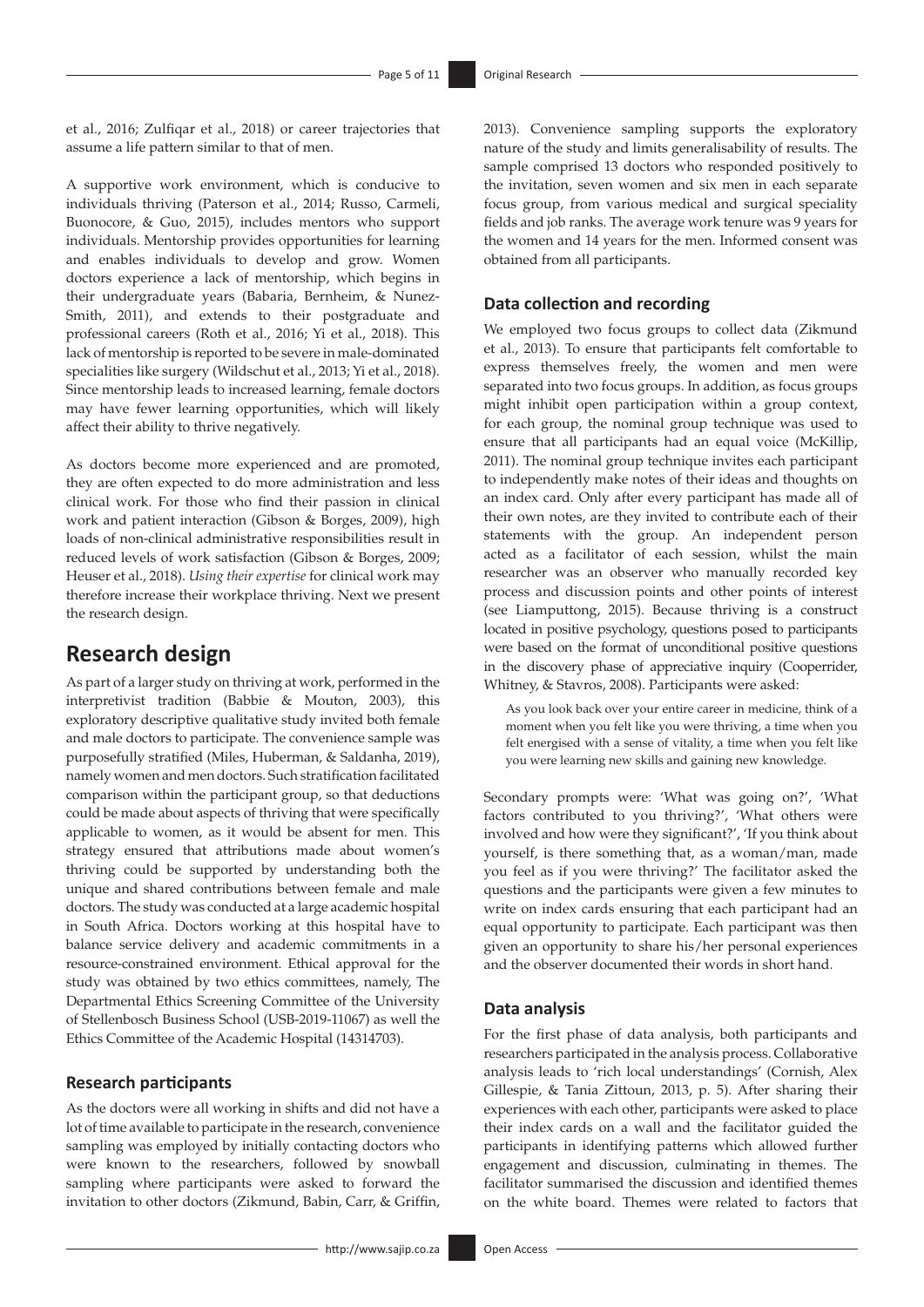et al., 2016; Zulfiqar et al., 2018) or career trajectories that assume a life pattern similar to that of men.

A supportive work environment, which is conducive to individuals thriving (Paterson et al., 2014; Russo, Carmeli, Buonocore, & Guo, 2015), includes mentors who support individuals. Mentorship provides opportunities for learning and enables individuals to develop and grow. Women doctors experience a lack of mentorship, which begins in their undergraduate years (Babaria, Bernheim, & Nunez-Smith, 2011), and extends to their postgraduate and professional careers (Roth et al., 2016; Yi et al., 2018). This lack of mentorship is reported to be severe in male-dominated specialities like surgery (Wildschut et al., 2013; Yi et al., 2018). Since mentorship leads to increased learning, female doctors may have fewer learning opportunities, which will likely affect their ability to thrive negatively.

As doctors become more experienced and are promoted, they are often expected to do more administration and less clinical work. For those who find their passion in clinical work and patient interaction (Gibson & Borges, 2009), high loads of non-clinical administrative responsibilities result in reduced levels of work satisfaction (Gibson & Borges, 2009; Heuser et al., 2018). *Using their expertise* for clinical work may therefore increase their workplace thriving. Next we present the research design.

## Research design

As part of a larger study on thriving at work, performed in the interpretivist tradition (Babbie & Mouton, 2003), this exploratory descriptive qualitative study invited both female and male doctors to participate. The convenience sample was purposefully stratified (Miles, Huberman, & Saldanha, 2019), namely women and men doctors. Such stratification facilitated comparison within the participant group, so that deductions could be made about aspects of thriving that were specifically applicable to women, as it would be absent for men. This strategy ensured that attributions made about women's thriving could be supported by understanding both the unique and shared contributions between female and male doctors. The study was conducted at a large academic hospital in South Africa. Doctors working at this hospital have to balance service delivery and academic commitments in a resource-constrained environment. Ethical approval for the study was obtained by two ethics committees, namely, The Departmental Ethics Screening Committee of the University of Stellenbosch Business School (USB-2019-11067) as well the Ethics Committee of the Academic Hospital (14314703).

### Research participants

As the doctors were all working in shifts and did not have a lot of time available to participate in the research, convenience sampling was employed by initially contacting doctors who were known to the researchers, followed by snowball sampling where participants were asked to forward the invitation to other doctors (Zikmund, Babin, Carr, & Griffin, 2013). Convenience sampling supports the exploratory nature of the study and limits generalisability of results. The sample comprised 13 doctors who responded positively to the invitation, seven women and six men in each separate focus group, from various medical and surgical speciality fields and job ranks. The average work tenure was 9 years for the women and 14 years for the men. Informed consent was obtained from all participants.

### Data collection and recording

We employed two focus groups to collect data (Zikmund et al., 2013). To ensure that participants felt comfortable to express themselves freely, the women and men were separated into two focus groups. In addition, as focus groups might inhibit open participation within a group context, for each group, the nominal group technique was used to ensure that all participants had an equal voice (McKillip, 2011). The nominal group technique invites each participant to independently make notes of their ideas and thoughts on an index card. Only after every participant has made all of their own notes, are they invited to contribute each of their statements with the group. An independent person acted as a facilitator of each session, whilst the main researcher was an observer who manually recorded key process and discussion points and other points of interest (see Liamputtong, 2015). Because thriving is a construct located in positive psychology, questions posed to participants were based on the format of unconditional positive questions in the discovery phase of appreciative inquiry (Cooperrider, Whitney, & Stavros, 2008). Participants were asked:

> As you look back over your entire career in medicine, think of a moment when you felt like you were thriving, a time when you felt energised with a sense of vitality, a time when you felt like you were learning new skills and gaining new knowledge.

Secondary prompts were: 'What was going on?', 'What factors contributed to you thriving?', 'What others were involved and how were they significant?', 'If you think about yourself, is there something that, as a woman/man, made you feel as if you were thriving?' The facilitator asked the questions and the participants were given a few minutes to write on index cards ensuring that each participant had an equal opportunity to participate. Each participant was then given an opportunity to share his/her personal experiences and the observer documented their words in short hand.

### Data analysis

For the first phase of data analysis, both participants and researchers participated in the analysis process. Collaborative analysis leads to 'rich local understandings' (Cornish, Alex Gillespie, & Tania Zittoun, 2013, p. 5). After sharing their experiences with each other, participants were asked to place their index cards on a wall and the facilitator guided the participants in identifying patterns which allowed further engagement and discussion, culminating in themes. The facilitator summarised the discussion and identified themes on the white board. Themes were related to factors that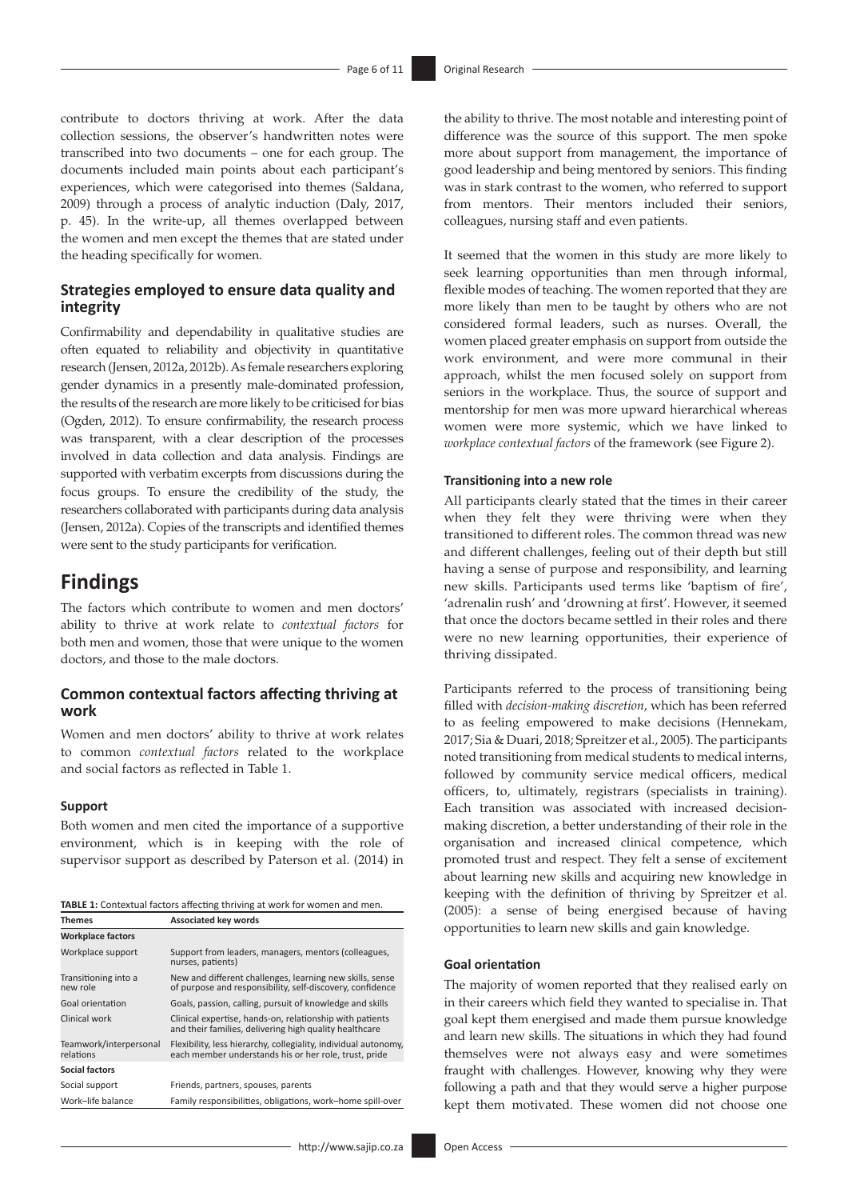contribute to doctors thriving at work. After the data collection sessions, the observer's handwritten notes were transcribed into two documents – one for each group. The documents included main points about each participant's experiences, which were categorised into themes (Saldana, 2009) through a process of analytic induction (Daly, 2017, p. 45). In the write-up, all themes overlapped between the women and men except the themes that are stated under the heading specifically for women.

### Strategies employed to ensure data quality and integrity

Confirmability and dependability in qualitative studies are often equated to reliability and objectivity in quantitative research (Jensen, 2012a, 2012b). As female researchers exploring gender dynamics in a presently male-dominated profession, the results of the research are more likely to be criticised for bias (Ogden, 2012). To ensure confirmability, the research process was transparent, with a clear description of the processes involved in data collection and data analysis. Findings are supported with verbatim excerpts from discussions during the focus groups. To ensure the credibility of the study, the researchers collaborated with participants during data analysis (Jensen, 2012a). Copies of the transcripts and identified themes were sent to the study participants for verification.

## Findings

The factors which contribute to women and men doctors' ability to thrive at work relate to *contextual factors* for both men and women, those that were unique to the women doctors, and those to the male doctors.

### Common contextual factors affecting thriving at work

Women and men doctors' ability to thrive at work relates to common *contextual factors* related to the workplace and social factors as reflected in Table 1.

#### Support

Both women and men cited the importance of a supportive environment, which is in keeping with the role of supervisor support as described by Paterson et al. (2014) in the ability to thrive. The most notable and interesting point of difference was the source of this support. The men spoke more about support from management, the importance of good leadership and being mentored by seniors. This finding was in stark contrast to the women, who referred to support from mentors. Their mentors included their seniors, colleagues, nursing staff and even patients.

**TABLE 1:** Contextual factors affecting thriving at work for women and men.

| Themes | Associated key words |
|---|---|
| **Workplace factors** | |
| Workplace support | Support from leaders, managers, mentors (colleagues, nurses, patients) |
| Transitioning into a new role | New and different challenges, learning new skills, sense of purpose and responsibility, self-discovery, confidence |
| Goal orientation | Goals, passion, calling, pursuit of knowledge and skills |
| Clinical work | Clinical expertise, hands-on, relationship with patients and their families, delivering high quality healthcare |
| Teamwork/interpersonal relations | Flexibility, less hierarchy, collegiality, individual autonomy, each member understands his or her role, trust, pride |
| **Social factors** | |
| Social support | Friends, partners, spouses, parents |
| Work–life balance | Family responsibilities, obligations, work–home spill-over |

It seemed that the women in this study are more likely to seek learning opportunities than men through informal, flexible modes of teaching. The women reported that they are more likely than men to be taught by others who are not considered formal leaders, such as nurses. Overall, the women placed greater emphasis on support from outside the work environment, and were more communal in their approach, whilst the men focused solely on support from seniors in the workplace. Thus, the source of support and mentorship for men was more upward hierarchical whereas women were more systemic, which we have linked to *workplace contextual factors* of the framework (see Figure 2).

#### Transitioning into a new role

All participants clearly stated that the times in their career when they felt they were thriving were when they transitioned to different roles. The common thread was new and different challenges, feeling out of their depth but still having a sense of purpose and responsibility, and learning new skills. Participants used terms like 'baptism of fire', 'adrenalin rush' and 'drowning at first'. However, it seemed that once the doctors became settled in their roles and there were no new learning opportunities, their experience of thriving dissipated.

Participants referred to the process of transitioning being filled with *decision-making discretion*, which has been referred to as feeling empowered to make decisions (Hennekam, 2017; Sia & Duari, 2018; Spreitzer et al., 2005). The participants noted transitioning from medical students to medical interns, followed by community service medical officers, medical officers, to, ultimately, registrars (specialists in training). Each transition was associated with increased decision-making discretion, a better understanding of their role in the organisation and increased clinical competence, which promoted trust and respect. They felt a sense of excitement about learning new skills and acquiring new knowledge in keeping with the definition of thriving by Spreitzer et al. (2005): a sense of being energised because of having opportunities to learn new skills and gain knowledge.

#### Goal orientation

The majority of women reported that they realised early on in their careers which field they wanted to specialise in. That goal kept them energised and made them pursue knowledge and learn new skills. The situations in which they had found themselves were not always easy and were sometimes fraught with challenges. However, knowing why they were following a path and that they would serve a higher purpose kept them motivated. These women did not choose one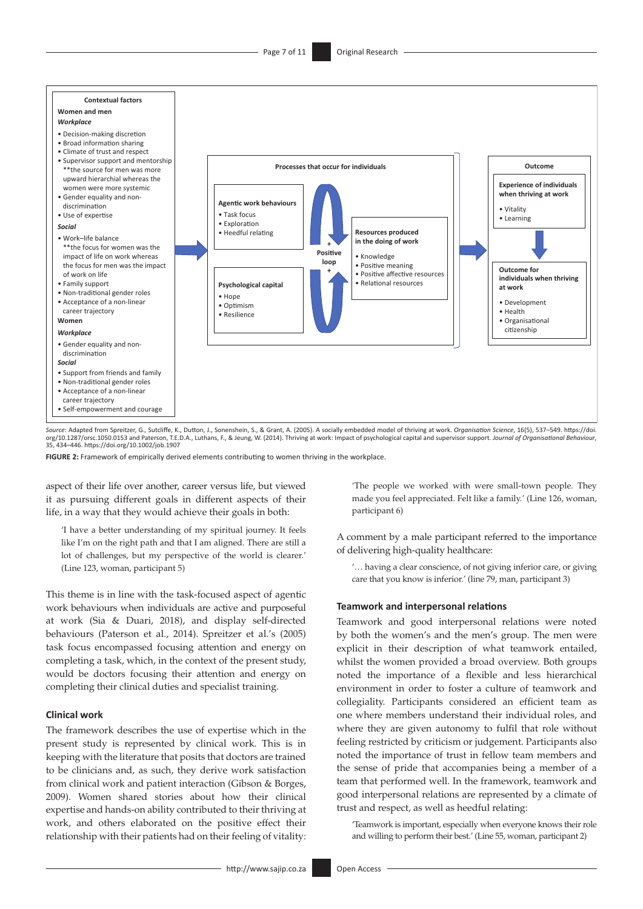**Contextual factors**

**Women and men**

***Workplace***

- Decision-making discretion
- Broad information sharing
- Climate of trust and respect
- Supervisor support and mentorship
  **the source for men was more upward hierarchial whereas the women were more systemic
- Gender equality and non-discrimination
- Use of expertise

***Social***

- Work–life balance
  **the focus for women was the impact of life on work whereas the focus for men was the impact of work on life
- Family support
- Non-traditional gender roles
- Acceptance of a non-linear career trajectory

**Women**

***Workplace***

- Gender equality and non-discrimination

***Social***

- Support from friends and family
- Non-traditional gender roles
- Acceptance of a non-linear career trajectory
- Self-empowerment and courage

**Processes that occur for individuals**

**Agentic work behaviours**

- Task focus
- Exploration
- Heedful relating

**Psychological capital**

- Hope
- Optimism
- Resilience

+ **Positive loop** +

**Resources produced in the doing of work**

- Knowledge
- Positive meaning
- Positive affective resources
- Relational resources

**Outcome**

**Experience of individuals when thriving at work**

- Vitality
- Learning

**Outcome for individuals when thriving at work**

- Development
- Health
- Organisational citizenship

*Source*: Adapted from Spreitzer, G., Sutcliffe, K., Dutton, J., Sonenshein, S., & Grant, A. (2005). A socially embedded model of thriving at work. *Organisation Science*, 16(5), 537–549. https://doi.org/10.1287/orsc.1050.0153 and Paterson, T.E.D.A., Luthans, F., & Jeung, W. (2014). Thriving at work: Impact of psychological capital and supervisor support. *Journal of Organisational Behaviour*, 35, 434–446. https://doi.org/10.1002/job.1907

**FIGURE 2:** Framework of empirically derived elements contributing to women thriving in the workplace.

aspect of their life over another, career versus life, but viewed it as pursuing different goals in different aspects of their life, in a way that they would achieve their goals in both:

> 'I have a better understanding of my spiritual journey. It feels like I'm on the right path and that I am aligned. There are still a lot of challenges, but my perspective of the world is clearer.' (Line 123, woman, participant 5)

This theme is in line with the task-focused aspect of agentic work behaviours when individuals are active and purposeful at work (Sia & Duari, 2018), and display self-directed behaviours (Paterson et al., 2014). Spreitzer et al.'s (2005) task focus encompassed focusing attention and energy on completing a task, which, in the context of the present study, would be doctors focusing their attention and energy on completing their clinical duties and specialist training.

### Clinical work

The framework describes the use of expertise which in the present study is represented by clinical work. This is in keeping with the literature that posits that doctors are trained to be clinicians and, as such, they derive work satisfaction from clinical work and patient interaction (Gibson & Borges, 2009). Women shared stories about how their clinical expertise and hands-on ability contributed to their thriving at work, and others elaborated on the positive effect their relationship with their patients had on their feeling of vitality:

> 'The people we worked with were small-town people. They made you feel appreciated. Felt like a family.' (Line 126, woman, participant 6)

A comment by a male participant referred to the importance of delivering high-quality healthcare:

> '… having a clear conscience, of not giving inferior care, or giving care that you know is inferior.' (line 79, man, participant 3)

### Teamwork and interpersonal relations

Teamwork and good interpersonal relations were noted by both the women's and the men's group. The men were explicit in their description of what teamwork entailed, whilst the women provided a broad overview. Both groups noted the importance of a flexible and less hierarchical environment in order to foster a culture of teamwork and collegiality. Participants considered an efficient team as one where members understand their individual roles, and where they are given autonomy to fulfil that role without feeling restricted by criticism or judgement. Participants also noted the importance of trust in fellow team members and the sense of pride that accompanies being a member of a team that performed well. In the framework, teamwork and good interpersonal relations are represented by a climate of trust and respect, as well as heedful relating:

> 'Teamwork is important, especially when everyone knows their role and willing to perform their best.' (Line 55, woman, participant 2)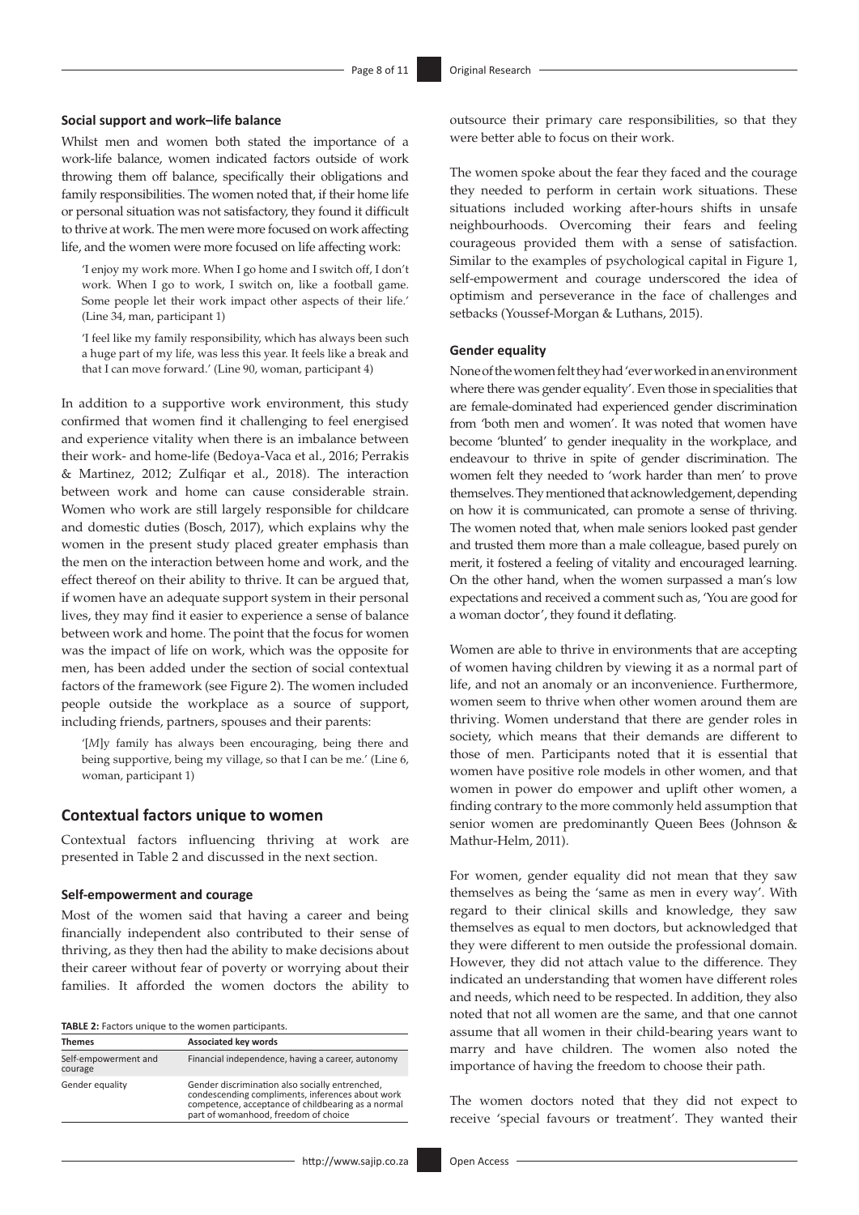#### Social support and work–life balance

Whilst men and women both stated the importance of a work-life balance, women indicated factors outside of work throwing them off balance, specifically their obligations and family responsibilities. The women noted that, if their home life or personal situation was not satisfactory, they found it difficult to thrive at work. The men were more focused on work affecting life, and the women were more focused on life affecting work:

> 'I enjoy my work more. When I go home and I switch off, I don't work. When I go to work, I switch on, like a football game. Some people let their work impact other aspects of their life.' (Line 34, man, participant 1)

> 'I feel like my family responsibility, which has always been such a huge part of my life, was less this year. It feels like a break and that I can move forward.' (Line 90, woman, participant 4)

In addition to a supportive work environment, this study confirmed that women find it challenging to feel energised and experience vitality when there is an imbalance between their work- and home-life (Bedoya-Vaca et al., 2016; Perrakis & Martinez, 2012; Zulfiqar et al., 2018). The interaction between work and home can cause considerable strain. Women who work are still largely responsible for childcare and domestic duties (Bosch, 2017), which explains why the women in the present study placed greater emphasis than the men on the interaction between home and work, and the effect thereof on their ability to thrive. It can be argued that, if women have an adequate support system in their personal lives, they may find it easier to experience a sense of balance between work and home. The point that the focus for women was the impact of life on work, which was the opposite for men, has been added under the section of social contextual factors of the framework (see Figure 2). The women included people outside the workplace as a source of support, including friends, partners, spouses and their parents:

> '[*M*]y family has always been encouraging, being there and being supportive, being my village, so that I can be me.' (Line 6, woman, participant 1)

## Contextual factors unique to women

Contextual factors influencing thriving at work are presented in Table 2 and discussed in the next section.

#### Self-empowerment and courage

Most of the women said that having a career and being financially independent also contributed to their sense of thriving, as they then had the ability to make decisions about their career without fear of poverty or worrying about their families. It afforded the women doctors the ability to outsource their primary care responsibilities, so that they were better able to focus on their work.

**TABLE 2:** Factors unique to the women participants.

| Themes | Associated key words |
|---|---|
| Self-empowerment and courage | Financial independence, having a career, autonomy |
| Gender equality | Gender discrimination also socially entrenched, condescending compliments, inferences about work competence, acceptance of childbearing as a normal part of womanhood, freedom of choice |

The women spoke about the fear they faced and the courage they needed to perform in certain work situations. These situations included working after-hours shifts in unsafe neighbourhoods. Overcoming their fears and feeling courageous provided them with a sense of satisfaction. Similar to the examples of psychological capital in Figure 1, self-empowerment and courage underscored the idea of optimism and perseverance in the face of challenges and setbacks (Youssef-Morgan & Luthans, 2015).

#### Gender equality

None of the women felt they had 'ever worked in an environment where there was gender equality'. Even those in specialities that are female-dominated had experienced gender discrimination from 'both men and women'. It was noted that women have become 'blunted' to gender inequality in the workplace, and endeavour to thrive in spite of gender discrimination. The women felt they needed to 'work harder than men' to prove themselves. They mentioned that acknowledgement, depending on how it is communicated, can promote a sense of thriving. The women noted that, when male seniors looked past gender and trusted them more than a male colleague, based purely on merit, it fostered a feeling of vitality and encouraged learning. On the other hand, when the women surpassed a man's low expectations and received a comment such as, 'You are good for a woman doctor', they found it deflating.

Women are able to thrive in environments that are accepting of women having children by viewing it as a normal part of life, and not an anomaly or an inconvenience. Furthermore, women seem to thrive when other women around them are thriving. Women understand that there are gender roles in society, which means that their demands are different to those of men. Participants noted that it is essential that women have positive role models in other women, and that women in power do empower and uplift other women, a finding contrary to the more commonly held assumption that senior women are predominantly Queen Bees (Johnson & Mathur-Helm, 2011).

For women, gender equality did not mean that they saw themselves as being the 'same as men in every way'. With regard to their clinical skills and knowledge, they saw themselves as equal to men doctors, but acknowledged that they were different to men outside the professional domain. However, they did not attach value to the difference. They indicated an understanding that women have different roles and needs, which need to be respected. In addition, they also noted that not all women are the same, and that one cannot assume that all women in their child-bearing years want to marry and have children. The women also noted the importance of having the freedom to choose their path.

The women doctors noted that they did not expect to receive 'special favours or treatment'. They wanted their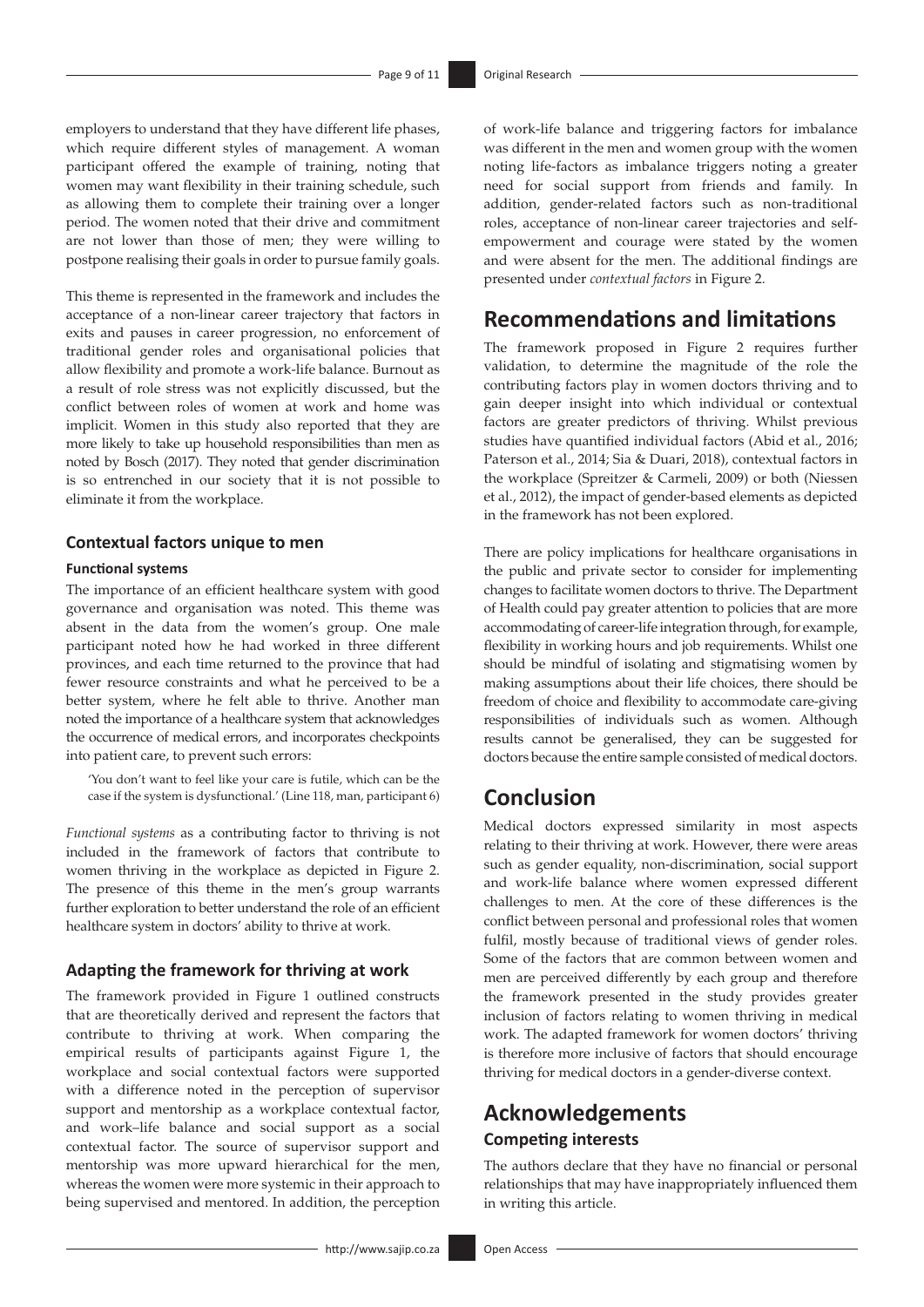employers to understand that they have different life phases, which require different styles of management. A woman participant offered the example of training, noting that women may want flexibility in their training schedule, such as allowing them to complete their training over a longer period. The women noted that their drive and commitment are not lower than those of men; they were willing to postpone realising their goals in order to pursue family goals.

This theme is represented in the framework and includes the acceptance of a non-linear career trajectory that factors in exits and pauses in career progression, no enforcement of traditional gender roles and organisational policies that allow flexibility and promote a work-life balance. Burnout as a result of role stress was not explicitly discussed, but the conflict between roles of women at work and home was implicit. Women in this study also reported that they are more likely to take up household responsibilities than men as noted by Bosch (2017). They noted that gender discrimination is so entrenched in our society that it is not possible to eliminate it from the workplace.

### Contextual factors unique to men

#### Functional systems

The importance of an efficient healthcare system with good governance and organisation was noted. This theme was absent in the data from the women's group. One male participant noted how he had worked in three different provinces, and each time returned to the province that had fewer resource constraints and what he perceived to be a better system, where he felt able to thrive. Another man noted the importance of a healthcare system that acknowledges the occurrence of medical errors, and incorporates checkpoints into patient care, to prevent such errors:

> 'You don't want to feel like your care is futile, which can be the case if the system is dysfunctional.' (Line 118, man, participant 6)

*Functional systems* as a contributing factor to thriving is not included in the framework of factors that contribute to women thriving in the workplace as depicted in Figure 2. The presence of this theme in the men's group warrants further exploration to better understand the role of an efficient healthcare system in doctors' ability to thrive at work.

### Adapting the framework for thriving at work

The framework provided in Figure 1 outlined constructs that are theoretically derived and represent the factors that contribute to thriving at work. When comparing the empirical results of participants against Figure 1, the workplace and social contextual factors were supported with a difference noted in the perception of supervisor support and mentorship as a workplace contextual factor, and work–life balance and social support as a social contextual factor. The source of supervisor support and mentorship was more upward hierarchical for the men, whereas the women were more systemic in their approach to being supervised and mentored. In addition, the perception of work-life balance and triggering factors for imbalance was different in the men and women group with the women noting life-factors as imbalance triggers noting a greater need for social support from friends and family. In addition, gender-related factors such as non-traditional roles, acceptance of non-linear career trajectories and self-empowerment and courage were stated by the women and were absent for the men. The additional findings are presented under *contextual factors* in Figure 2.

## Recommendations and limitations

The framework proposed in Figure 2 requires further validation, to determine the magnitude of the role the contributing factors play in women doctors thriving and to gain deeper insight into which individual or contextual factors are greater predictors of thriving. Whilst previous studies have quantified individual factors (Abid et al., 2016; Paterson et al., 2014; Sia & Duari, 2018), contextual factors in the workplace (Spreitzer & Carmeli, 2009) or both (Niessen et al., 2012), the impact of gender-based elements as depicted in the framework has not been explored.

There are policy implications for healthcare organisations in the public and private sector to consider for implementing changes to facilitate women doctors to thrive. The Department of Health could pay greater attention to policies that are more accommodating of career-life integration through, for example, flexibility in working hours and job requirements. Whilst one should be mindful of isolating and stigmatising women by making assumptions about their life choices, there should be freedom of choice and flexibility to accommodate care-giving responsibilities of individuals such as women. Although results cannot be generalised, they can be suggested for doctors because the entire sample consisted of medical doctors.

## Conclusion

Medical doctors expressed similarity in most aspects relating to their thriving at work. However, there were areas such as gender equality, non-discrimination, social support and work-life balance where women expressed different challenges to men. At the core of these differences is the conflict between personal and professional roles that women fulfil, mostly because of traditional views of gender roles. Some of the factors that are common between women and men are perceived differently by each group and therefore the framework presented in the study provides greater inclusion of factors relating to women thriving in medical work. The adapted framework for women doctors' thriving is therefore more inclusive of factors that should encourage thriving for medical doctors in a gender-diverse context.

## Acknowledgements

### Competing interests

The authors declare that they have no financial or personal relationships that may have inappropriately influenced them in writing this article.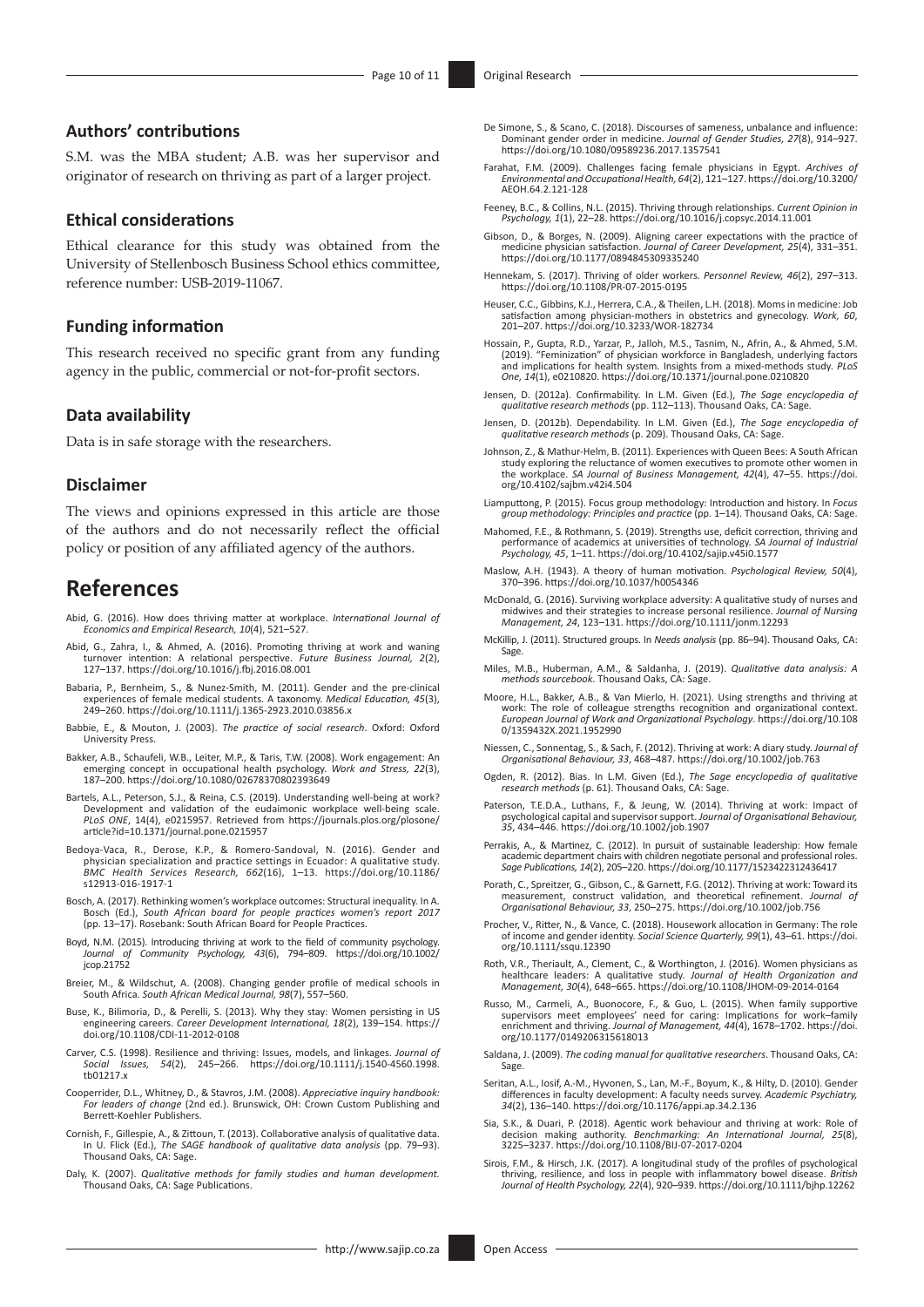### Authors' contributions

S.M. was the MBA student; A.B. was her supervisor and originator of research on thriving as part of a larger project.

### Ethical considerations

Ethical clearance for this study was obtained from the University of Stellenbosch Business School ethics committee, reference number: USB-2019-11067.

### Funding information

This research received no specific grant from any funding agency in the public, commercial or not-for-profit sectors.

### Data availability

Data is in safe storage with the researchers.

### Disclaimer

The views and opinions expressed in this article are those of the authors and do not necessarily reflect the official policy or position of any affiliated agency of the authors.

# References

Abid, G. (2016). How does thriving matter at workplace. *International Journal of Economics and Empirical Research, 10*(4), 521–527.

Abid, G., Zahra, I., & Ahmed, A. (2016). Promoting thriving at work and waning turnover intention: A relational perspective. *Future Business Journal, 2*(2), 127–137. https://doi.org/10.1016/j.fbj.2016.08.001

Babaria, P., Bernheim, S., & Nunez-Smith, M. (2011). Gender and the pre-clinical experiences of female medical students. A taxonomy. *Medical Education, 45*(3), 249–260. https://doi.org/10.1111/j.1365-2923.2010.03856.x

Babbie, E., & Mouton, J. (2003). *The practice of social research*. Oxford: Oxford University Press.

Bakker, A.B., Schaufeli, W.B., Leiter, M.P., & Taris, T.W. (2008). Work engagement: An emerging concept in occupational health psychology. *Work and Stress, 22*(3), 187–200. https://doi.org/10.1080/02678370802393649

Bartels, A.L., Peterson, S.J., & Reina, C.S. (2019). Understanding well-being at work? Development and validation of the eudaimonic workplace well-being scale. *PLoS ONE*, 14(4), e0215957. Retrieved from https://journals.plos.org/plosone/article?id=10.1371/journal.pone.0215957

Bedoya-Vaca, R., Derose, K.P., & Romero-Sandoval, N. (2016). Gender and physician specialization and practice settings in Ecuador: A qualitative study. *BMC Health Services Research, 662*(16), 1–13. https://doi.org/10.1186/s12913-016-1917-1

Bosch, A. (2017). Rethinking women's workplace outcomes: Structural inequality. In A. Bosch (Ed.), *South African board for people practices women's report 2017* (pp. 13–17). Rosebank: South African Board for People Practices.

Boyd, N.M. (2015). Introducing thriving at work to the field of community psychology. *Journal of Community Psychology, 43*(6), 794–809. https://doi.org/10.1002/jcop.21752

Breier, M., & Wildschut, A. (2008). Changing gender profile of medical schools in South Africa. *South African Medical Journal, 98*(7), 557–560.

Buse, K., Bilimoria, D., & Perelli, S. (2013). Why they stay: Women persisting in US engineering careers. *Career Development International, 18*(2), 139–154. https://doi.org/10.1108/CDI-11-2012-0108

Carver, C.S. (1998). Resilience and thriving: Issues, models, and linkages. *Journal of Social Issues, 54*(2), 245–266. https://doi.org/10.1111/j.1540-4560.1998.tb01217.x

Cooperrider, D.L., Whitney, D., & Stavros, J.M. (2008). *Appreciative inquiry handbook: For leaders of change* (2nd ed.). Brunswick, OH: Crown Custom Publishing and Berrett-Koehler Publishers.

Cornish, F., Gillespie, A., & Zittoun, T. (2013). Collaborative analysis of qualitative data. In U. Flick (Ed.), *The SAGE handbook of qualitative data analysis* (pp. 79–93). Thousand Oaks, CA: Sage.

Daly, K. (2007). *Qualitative methods for family studies and human development*. Thousand Oaks, CA: Sage Publications.

De Simone, S., & Scano, C. (2018). Discourses of sameness, unbalance and influence: Dominant gender order in medicine. *Journal of Gender Studies, 27*(8), 914–927. https://doi.org/10.1080/09589236.2017.1357541

Farahat, F.M. (2009). Challenges facing female physicians in Egypt. *Archives of Environmental and Occupational Health, 64*(2), 121–127. https://doi.org/10.3200/AEOH.64.2.121-128

Feeney, B.C., & Collins, N.L. (2015). Thriving through relationships. *Current Opinion in Psychology, 1*(1), 22–28. https://doi.org/10.1016/j.copsyc.2014.11.001

Gibson, D., & Borges, N. (2009). Aligning career expectations with the practice of medicine physician satisfaction. *Journal of Career Development, 25*(4), 331–351. https://doi.org/10.1177/0894845309335240

Hennekam, S. (2017). Thriving of older workers. *Personnel Review, 46*(2), 297–313. https://doi.org/10.1108/PR-07-2015-0195

Heuser, C.C., Gibbins, K.J., Herrera, C.A., & Theilen, L.H. (2018). Moms in medicine: Job satisfaction among physician-mothers in obstetrics and gynecology. *Work, 60*, 201–207. https://doi.org/10.3233/WOR-182734

Hossain, P., Gupta, R.D., Yarzar, P., Jalloh, M.S., Tasnim, N., Afrin, A., & Ahmed, S.M. (2019). "Feminization" of physician workforce in Bangladesh, underlying factors and implications for health system. Insights from a mixed-methods study. *PLoS One, 14*(1), e0210820. https://doi.org/10.1371/journal.pone.0210820

Jensen, D. (2012a). Confirmability. In L.M. Given (Ed.), *The Sage encyclopedia of qualitative research methods* (pp. 112–113). Thousand Oaks, CA: Sage.

Jensen, D. (2012b). Dependability. In L.M. Given (Ed.), *The Sage encyclopedia of qualitative research methods* (p. 209). Thousand Oaks, CA: Sage.

Johnson, Z., & Mathur-Helm, B. (2011). Experiences with Queen Bees: A South African study exploring the reluctance of women executives to promote other women in the workplace. *SA Journal of Business Management, 42*(4), 47–55. https://doi.org/10.4102/sajbm.v42i4.504

Liamputtong, P. (2015). Focus group methodology: Introduction and history. In *Focus group methodology: Principles and practice* (pp. 1–14). Thousand Oaks, CA: Sage.

Mahomed, F.E., & Rothmann, S. (2019). Strengths use, deficit correction, thriving and performance of academics at universities of technology. *SA Journal of Industrial Psychology, 45*, 1–11. https://doi.org/10.4102/sajip.v45i0.1577

Maslow, A.H. (1943). A theory of human motivation. *Psychological Review, 50*(4), 370–396. https://doi.org/10.1037/h0054346

McDonald, G. (2016). Surviving workplace adversity: A qualitative study of nurses and midwives and their strategies to increase personal resilience. *Journal of Nursing Management, 24*, 123–131. https://doi.org/10.1111/jonm.12293

McKillip, J. (2011). Structured groups. In *Needs analysis* (pp. 86–94). Thousand Oaks, CA: Sage.

Miles, M.B., Huberman, A.M., & Saldanha, J. (2019). *Qualitative data analysis: A methods sourcebook*. Thousand Oaks, CA: Sage.

Moore, H.L., Bakker, A.B., & Van Mierlo, H. (2021). Using strengths and thriving at work: The role of colleague strengths recognition and organizational context. *European Journal of Work and Organizational Psychology*. https://doi.org/10.1080/1359432X.2021.1952990

Niessen, C., Sonnentag, S., & Sach, F. (2012). Thriving at work: A diary study. *Journal of Organisational Behaviour, 33*, 468–487. https://doi.org/10.1002/job.763

Ogden, R. (2012). Bias. In L.M. Given (Ed.), *The Sage encyclopedia of qualitative research methods* (p. 61). Thousand Oaks, CA: Sage.

Paterson, T.E.D.A., Luthans, F., & Jeung, W. (2014). Thriving at work: Impact of psychological capital and supervisor support. *Journal of Organisational Behaviour, 35*, 434–446. https://doi.org/10.1002/job.1907

Perrakis, A., & Martinez, C. (2012). In pursuit of sustainable leadership: How female academic department chairs with children negotiate personal and professional roles. *Sage Publications, 14*(2), 205–220. https://doi.org/10.1177/1523422312436417

Porath, C., Spreitzer, G., Gibson, C., & Garnett, F.G. (2012). Thriving at work: Toward its measurement, construct validation, and theoretical refinement. *Journal of Organisational Behaviour, 33*, 250–275. https://doi.org/10.1002/job.756

Procher, V., Ritter, N., & Vance, C. (2018). Housework allocation in Germany: The role of income and gender identity. *Social Science Quarterly, 99*(1), 43–61. https://doi.org/10.1111/ssqu.12390

Roth, V.R., Theriault, A., Clement, C., & Worthington, J. (2016). Women physicians as healthcare leaders: A qualitative study. *Journal of Health Organization and Management, 30*(4), 648–665. https://doi.org/10.1108/JHOM-09-2014-0164

Russo, M., Carmeli, A., Buonocore, F., & Guo, L. (2015). When family supportive supervisors meet employees' need for caring: Implications for work–family enrichment and thriving. *Journal of Management, 44*(4), 1678–1702. https://doi.org/10.1177/0149206315618013

Saldana, J. (2009). *The coding manual for qualitative researchers*. Thousand Oaks, CA: Sage.

Seritan, A.L., Iosif, A.-M., Hyvonen, S., Lan, M.-F., Boyum, K., & Hilty, D. (2010). Gender differences in faculty development: A faculty needs survey. *Academic Psychiatry, 34*(2), 136–140. https://doi.org/10.1176/appi.ap.34.2.136

Sia, S.K., & Duari, P. (2018). Agentic work behaviour and thriving at work: Role of decision making authority. *Benchmarking: An International Journal, 25*(8), 3225–3237. https://doi.org/10.1108/BIJ-07-2017-0204

Sirois, F.M., & Hirsch, J.K. (2017). A longitudinal study of the profiles of psychological thriving, resilience, and loss in people with inflammatory bowel disease. *British Journal of Health Psychology, 22*(4), 920–939. https://doi.org/10.1111/bjhp.12262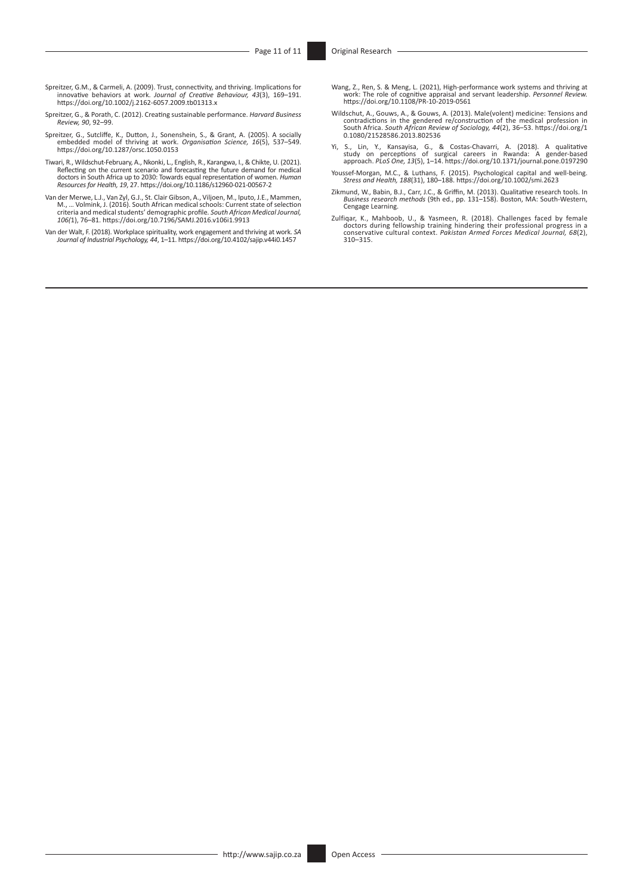Spreitzer, G.M., & Carmeli, A. (2009). Trust, connectivity, and thriving. Implications for innovative behaviors at work. *Journal of Creative Behaviour, 43*(3), 169–191. https://doi.org/10.1002/j.2162-6057.2009.tb01313.x

Spreitzer, G., & Porath, C. (2012). Creating sustainable performance. *Harvard Business Review, 90*, 92–99.

Spreitzer, G., Sutcliffe, K., Dutton, J., Sonenshein, S., & Grant, A. (2005). A socially embedded model of thriving at work. *Organisation Science, 16*(5), 537–549. https://doi.org/10.1287/orsc.1050.0153

Tiwari, R., Wildschut-February, A., Nkonki, L., English, R., Karangwa, I., & Chikte, U. (2021). Reflecting on the current scenario and forecasting the future demand for medical doctors in South Africa up to 2030: Towards equal representation of women. *Human Resources for Health, 19*, 27. https://doi.org/10.1186/s12960-021-00567-2

Van der Merwe, L.J., Van Zyl, G.J., St. Clair Gibson, A., Viljoen, M., Iputo, J.E., Mammen, M., … Volmink, J. (2016). South African medical schools: Current state of selection criteria and medical students' demographic profile. *South African Medical Journal, 106*(1), 76–81. https://doi.org/10.7196/SAMJ.2016.v106i1.9913

Van der Walt, F. (2018). Workplace spirituality, work engagement and thriving at work. *SA Journal of Industrial Psychology, 44*, 1–11. https://doi.org/10.4102/sajip.v44i0.1457

Wang, Z., Ren, S. & Meng, L. (2021), High-performance work systems and thriving at work: The role of cognitive appraisal and servant leadership. *Personnel Review.* https://doi.org/10.1108/PR-10-2019-0561

Wildschut, A., Gouws, A., & Gouws, A. (2013). Male(volent) medicine: Tensions and contradictions in the gendered re/construction of the medical profession in South Africa. *South African Review of Sociology, 44*(2), 36–53. https://doi.org/10.1080/21528586.2013.802536

Yi, S., Lin, Y., Kansayisa, G., & Costas-Chavarri, A. (2018). A qualitative study on perceptions of surgical careers in Rwanda: A gender-based approach. *PLoS One, 13*(5), 1–14. https://doi.org/10.1371/journal.pone.0197290

Youssef-Morgan, M.C., & Luthans, F. (2015). Psychological capital and well-being. *Stress and Health, 188*(31), 180–188. https://doi.org/10.1002/smi.2623

Zikmund, W., Babin, B.J., Carr, J.C., & Griffin, M. (2013). Qualitative research tools. In *Business research methods* (9th ed., pp. 131–158). Boston, MA: South-Western, Cengage Learning.

Zulfiqar, K., Mahboob, U., & Yasmeen, R. (2018). Challenges faced by female doctors during fellowship training hindering their professional progress in a conservative cultural context. *Pakistan Armed Forces Medical Journal, 68*(2), 310–315.